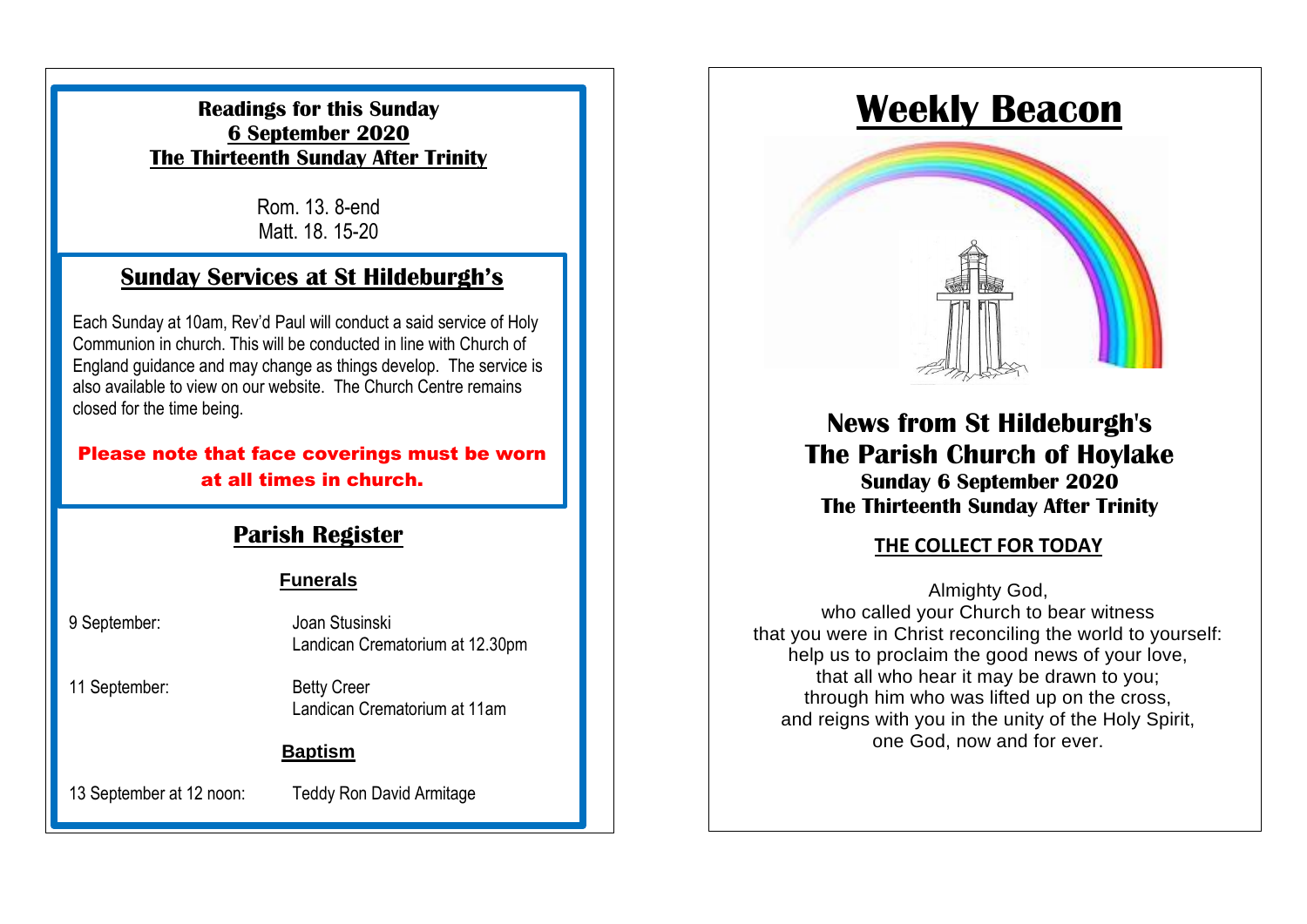**Readings for this Sunday**
**6 September 2020**
**The Thirteenth Sunday After Trinity**

Rom. 13. 8-end
Matt. 18. 15-20

## Sunday Services at St Hildeburgh's

Each Sunday at 10am, Rev'd Paul will conduct a said service of Holy Communion in church. This will be conducted in line with Church of England guidance and may change as things develop. The service is also available to view on our website. The Church Centre remains closed for the time being.

**Please note that face coverings must be worn at all times in church.**

## Parish Register

### Funerals

9 September: Joan Stusinski
Landican Crematorium at 12.30pm

11 September: Betty Creer
Landican Crematorium at 11am

### Baptism

13 September at 12 noon: Teddy Ron David Armitage

# Weekly Beacon

## News from St Hildeburgh's
## The Parish Church of Hoylake
**Sunday 6 September 2020**
**The Thirteenth Sunday After Trinity**

### THE COLLECT FOR TODAY

Almighty God,
who called your Church to bear witness
that you were in Christ reconciling the world to yourself:
help us to proclaim the good news of your love,
that all who hear it may be drawn to you;
through him who was lifted up on the cross,
and reigns with you in the unity of the Holy Spirit,
one God, now and for ever.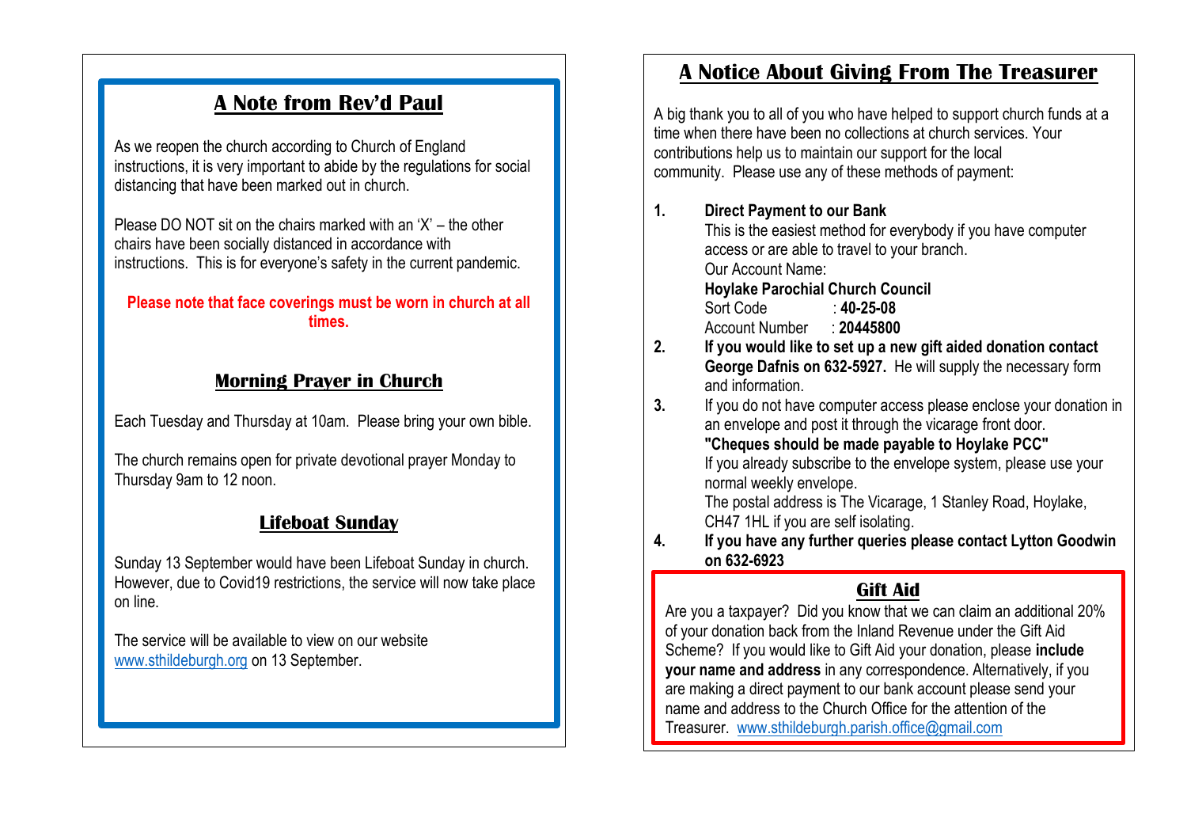## A Note from Rev'd Paul

As we reopen the church according to Church of England instructions, it is very important to abide by the regulations for social distancing that have been marked out in church.

Please DO NOT sit on the chairs marked with an 'X' – the other chairs have been socially distanced in accordance with instructions. This is for everyone's safety in the current pandemic.

**Please note that face coverings must be worn in church at all times.**

## Morning Prayer in Church

Each Tuesday and Thursday at 10am. Please bring your own bible.

The church remains open for private devotional prayer Monday to Thursday 9am to 12 noon.

## Lifeboat Sunday

Sunday 13 September would have been Lifeboat Sunday in church. However, due to Covid19 restrictions, the service will now take place on line.

The service will be available to view on our website www.sthildeburgh.org on 13 September.

## A Notice About Giving From The Treasurer

A big thank you to all of you who have helped to support church funds at a time when there have been no collections at church services. Your contributions help us to maintain our support for the local community. Please use any of these methods of payment:

1. **Direct Payment to our Bank**
   This is the easiest method for everybody if you have computer access or are able to travel to your branch.
   Our Account Name:
   **Hoylake Parochial Church Council**
   Sort Code : **40-25-08**
   Account Number : **20445800**
2. **If you would like to set up a new gift aided donation contact George Dafnis on 632-5927.** He will supply the necessary form and information.
3. If you do not have computer access please enclose your donation in an envelope and post it through the vicarage front door.
   **"Cheques should be made payable to Hoylake PCC"**
   If you already subscribe to the envelope system, please use your normal weekly envelope.
   The postal address is The Vicarage, 1 Stanley Road, Hoylake, CH47 1HL if you are self isolating.
4. **If you have any further queries please contact Lytton Goodwin on 632-6923**

## Gift Aid

Are you a taxpayer? Did you know that we can claim an additional 20% of your donation back from the Inland Revenue under the Gift Aid Scheme? If you would like to Gift Aid your donation, please **include your name and address** in any correspondence. Alternatively, if you are making a direct payment to our bank account please send your name and address to the Church Office for the attention of the Treasurer. www.sthildeburgh.parish.office@gmail.com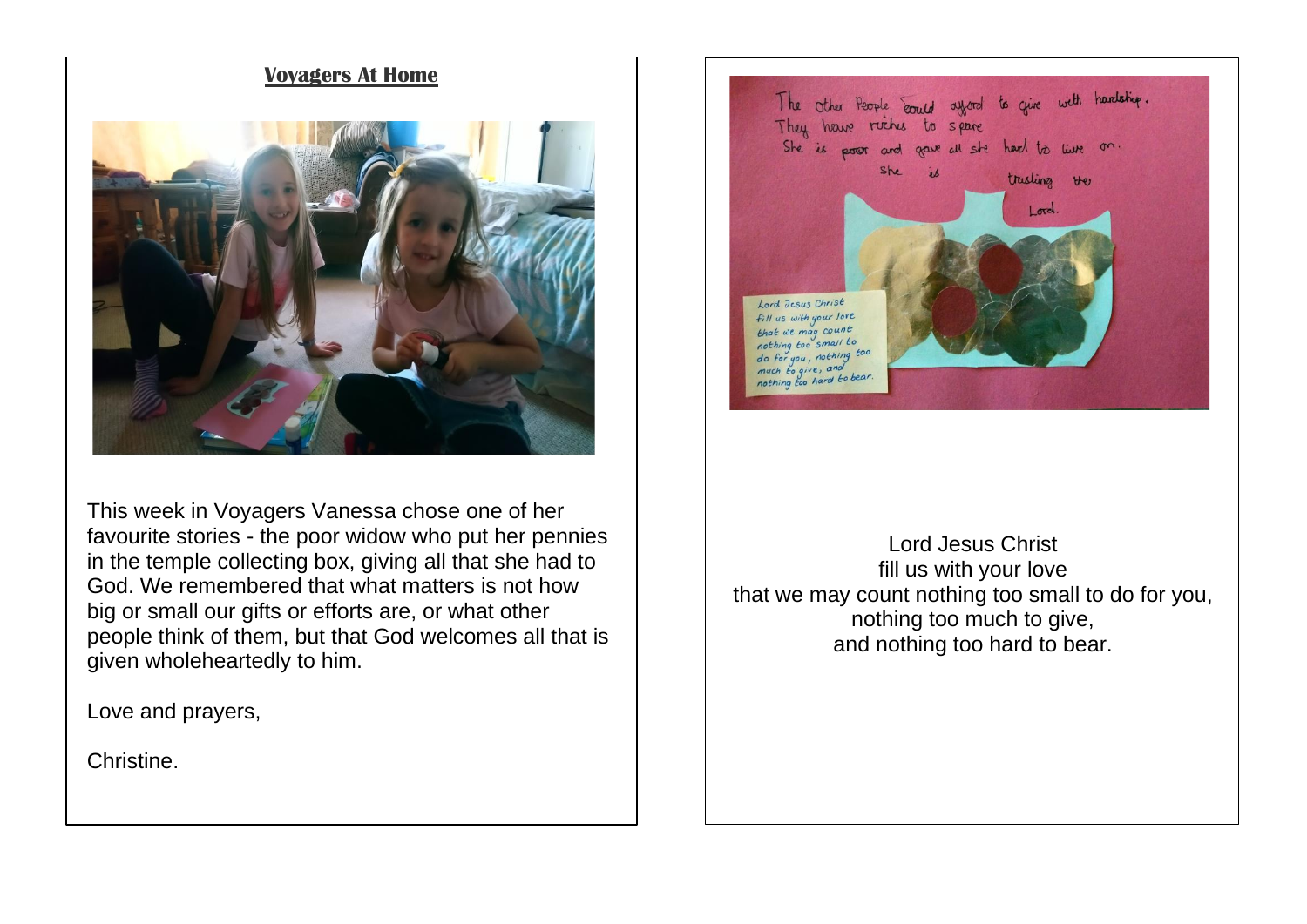## Voyagers At Home

This week in Voyagers Vanessa chose one of her favourite stories - the poor widow who put her pennies in the temple collecting box, giving all that she had to God. We remembered that what matters is not how big or small our gifts or efforts are, or what other people think of them, but that God welcomes all that is given wholeheartedly to him.

Love and prayers,

Christine.

Lord Jesus Christ
fill us with your love
that we may count nothing too small to do for you,
nothing too much to give,
and nothing too hard to bear.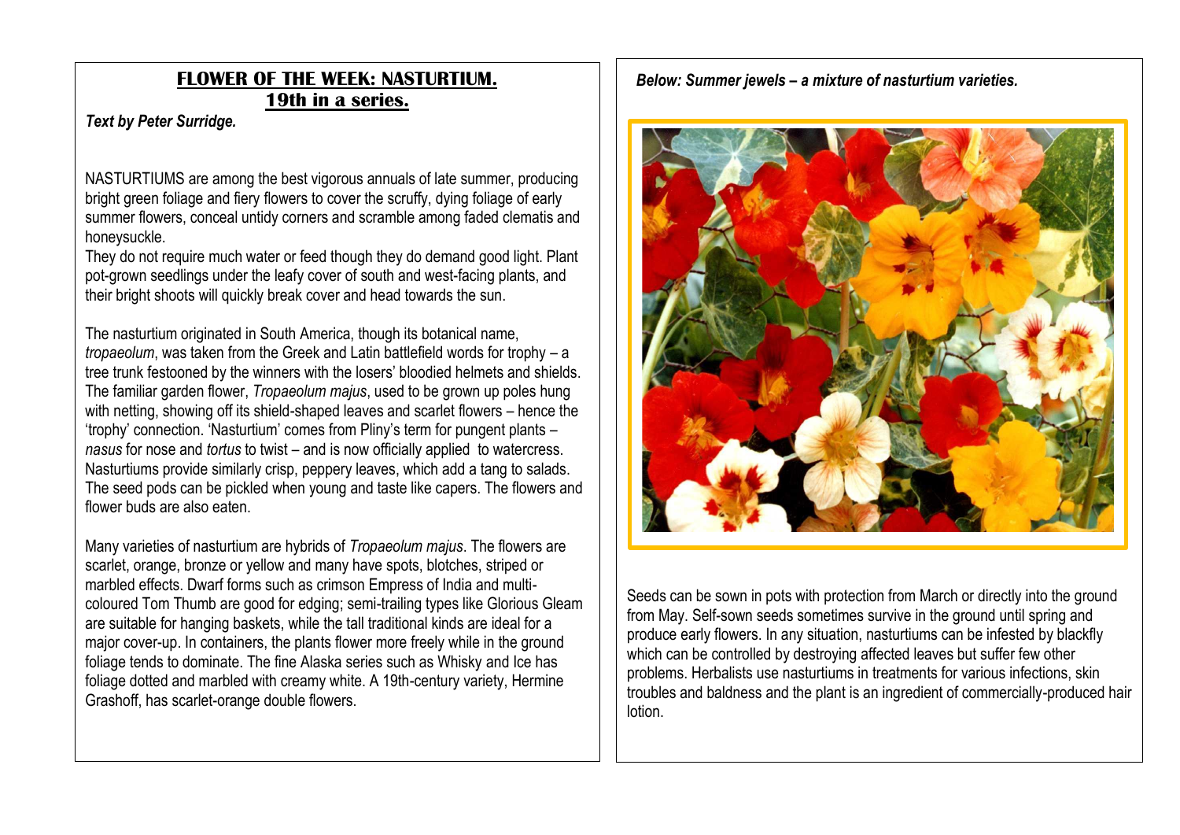## FLOWER OF THE WEEK: NASTURTIUM.
## 19th in a series.

***Text by Peter Surridge.***

NASTURTIUMS are among the best vigorous annuals of late summer, producing bright green foliage and fiery flowers to cover the scruffy, dying foliage of early summer flowers, conceal untidy corners and scramble among faded clematis and honeysuckle.
They do not require much water or feed though they do demand good light. Plant pot-grown seedlings under the leafy cover of south and west-facing plants, and their bright shoots will quickly break cover and head towards the sun.

The nasturtium originated in South America, though its botanical name, *tropaeolum*, was taken from the Greek and Latin battlefield words for trophy – a tree trunk festooned by the winners with the losers' bloodied helmets and shields. The familiar garden flower, *Tropaeolum majus*, used to be grown up poles hung with netting, showing off its shield-shaped leaves and scarlet flowers – hence the 'trophy' connection. 'Nasturtium' comes from Pliny's term for pungent plants – *nasus* for nose and *tortus* to twist – and is now officially applied to watercress. Nasturtiums provide similarly crisp, peppery leaves, which add a tang to salads. The seed pods can be pickled when young and taste like capers. The flowers and flower buds are also eaten.

Many varieties of nasturtium are hybrids of *Tropaeolum majus*. The flowers are scarlet, orange, bronze or yellow and many have spots, blotches, striped or marbled effects. Dwarf forms such as crimson Empress of India and multi-coloured Tom Thumb are good for edging; semi-trailing types like Glorious Gleam are suitable for hanging baskets, while the tall traditional kinds are ideal for a major cover-up. In containers, the plants flower more freely while in the ground foliage tends to dominate. The fine Alaska series such as Whisky and Ice has foliage dotted and marbled with creamy white. A 19th-century variety, Hermine Grashoff, has scarlet-orange double flowers.

***Below: Summer jewels – a mixture of nasturtium varieties.***

Seeds can be sown in pots with protection from March or directly into the ground from May. Self-sown seeds sometimes survive in the ground until spring and produce early flowers. In any situation, nasturtiums can be infested by blackfly which can be controlled by destroying affected leaves but suffer few other problems. Herbalists use nasturtiums in treatments for various infections, skin troubles and baldness and the plant is an ingredient of commercially-produced hair lotion.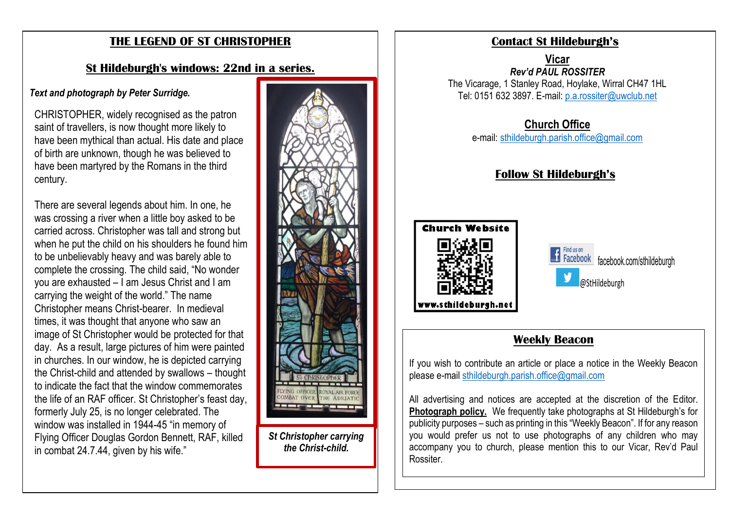## THE LEGEND OF ST CHRISTOPHER

### St Hildeburgh's windows: 22nd in a series.

*Text and photograph by Peter Surridge.*

CHRISTOPHER, widely recognised as the patron saint of travellers, is now thought more likely to have been mythical than actual. His date and place of birth are unknown, though he was believed to have been martyred by the Romans in the third century.

There are several legends about him. In one, he was crossing a river when a little boy asked to be carried across. Christopher was tall and strong but when he put the child on his shoulders he found him to be unbelievably heavy and was barely able to complete the crossing. The child said, "No wonder you are exhausted – I am Jesus Christ and I am carrying the weight of the world." The name Christopher means Christ-bearer. In medieval times, it was thought that anyone who saw an image of St Christopher would be protected for that day. As a result, large pictures of him were painted in churches. In our window, he is depicted carrying the Christ-child and attended by swallows – thought to indicate the fact that the window commemorates the life of an RAF officer. St Christopher's feast day, formerly July 25, is no longer celebrated. The window was installed in 1944-45 "in memory of Flying Officer Douglas Gordon Bennett, RAF, killed in combat 24.7.44, given by his wife."

*St Christopher carrying the Christ-child.*

## Contact St Hildeburgh's

**Vicar**
*Rev'd PAUL ROSSITER*
The Vicarage, 1 Stanley Road, Hoylake, Wirral CH47 1HL
Tel: 0151 632 3897. E-mail: p.a.rossiter@uwclub.net

**Church Office**
e-mail: sthildeburgh.parish.office@gmail.com

## Follow St Hildeburgh's

Church Website
www.sthildeburgh.net

Find us on Facebook facebook.com/sthildeburgh

@StHildeburgh

## Weekly Beacon

If you wish to contribute an article or place a notice in the Weekly Beacon please e-mail sthildeburgh.parish.office@gmail.com

All advertising and notices are accepted at the discretion of the Editor. **Photograph policy.** We frequently take photographs at St Hildeburgh's for publicity purposes – such as printing in this "Weekly Beacon". If for any reason you would prefer us not to use photographs of any children who may accompany you to church, please mention this to our Vicar, Rev'd Paul Rossiter.